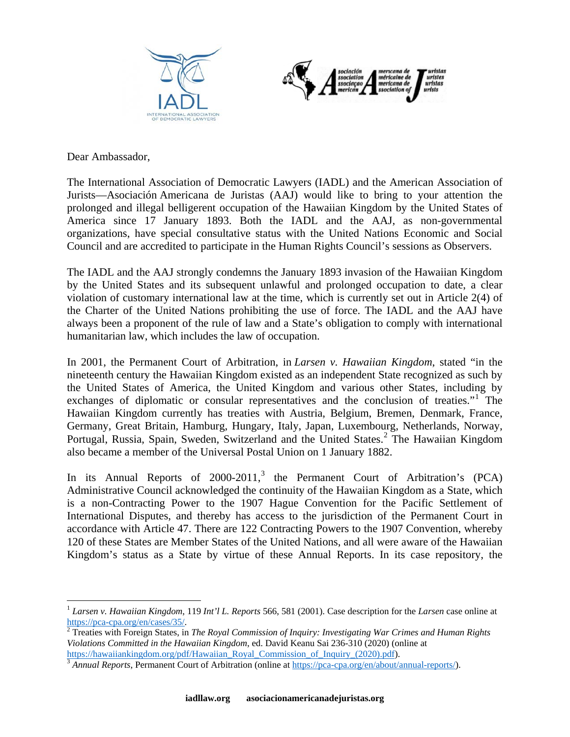Dear Ambassador,

The International Association of Democratic Lawyers (IADL) and the American Association of Jurists—Asociación Americana de Juristas (AAJ) would like to bring to your attention the prolonged and illegal belligerent occupation of the Hawaiian Kingdom by the United States of America since 17 January 1893. Both the IADL and the AAJ, as non-governmental organizations, have special consultative status with the United Nations Economic and Social Council and are accredited to participate in the Human Rights Council's sessions as Observers.

The IADL and the AAJ strongly condemns the January 1893 invasion of the Hawaiian Kingdom by the United States and its subsequent unlawful and prolonged occupation to date, a clear violation of customary international law at the time, which is currently set out in Article 2(4) of the Charter of the United Nations prohibiting the use of force. The IADL and the AAJ have always been a proponent of the rule of law and a State's obligation to comply with international humanitarian law, which includes the law of occupation.

In 2001, the Permanent Court of Arbitration, in *Larsen v. Hawaiian Kingdom*, stated "in the nineteenth century the Hawaiian Kingdom existed as an independent State recognized as such by the United States of America, the United Kingdom and various other States, including by exchanges of diplomatic or consular representatives and the conclusion of treaties."[1] The Hawaiian Kingdom currently has treaties with Austria, Belgium, Bremen, Denmark, France, Germany, Great Britain, Hamburg, Hungary, Italy, Japan, Luxembourg, Netherlands, Norway, Portugal, Russia, Spain, Sweden, Switzerland and the United States.[2] The Hawaiian Kingdom also became a member of the Universal Postal Union on 1 January 1882.

In its Annual Reports of 2000-2011,[3] the Permanent Court of Arbitration's (PCA) Administrative Council acknowledged the continuity of the Hawaiian Kingdom as a State, which is a non-Contracting Power to the 1907 Hague Convention for the Pacific Settlement of International Disputes, and thereby has access to the jurisdiction of the Permanent Court in accordance with Article 47. There are 122 Contracting Powers to the 1907 Convention, whereby 120 of these States are Member States of the United Nations, and all were aware of the Hawaiian Kingdom's status as a State by virtue of these Annual Reports. In its case repository, the

---

[1] *Larsen v. Hawaiian Kingdom*, 119 *Int'l L. Reports* 566, 581 (2001). Case description for the *Larsen* case online at https://pca-cpa.org/en/cases/35/.

[2] Treaties with Foreign States, in *The Royal Commission of Inquiry: Investigating War Crimes and Human Rights Violations Committed in the Hawaiian Kingdom*, ed. David Keanu Sai 236-310 (2020) (online at https://hawaiiankingdom.org/pdf/Hawaiian_Royal_Commission_of_Inquiry_(2020).pdf).

[3] *Annual Reports*, Permanent Court of Arbitration (online at https://pca-cpa.org/en/about/annual-reports/).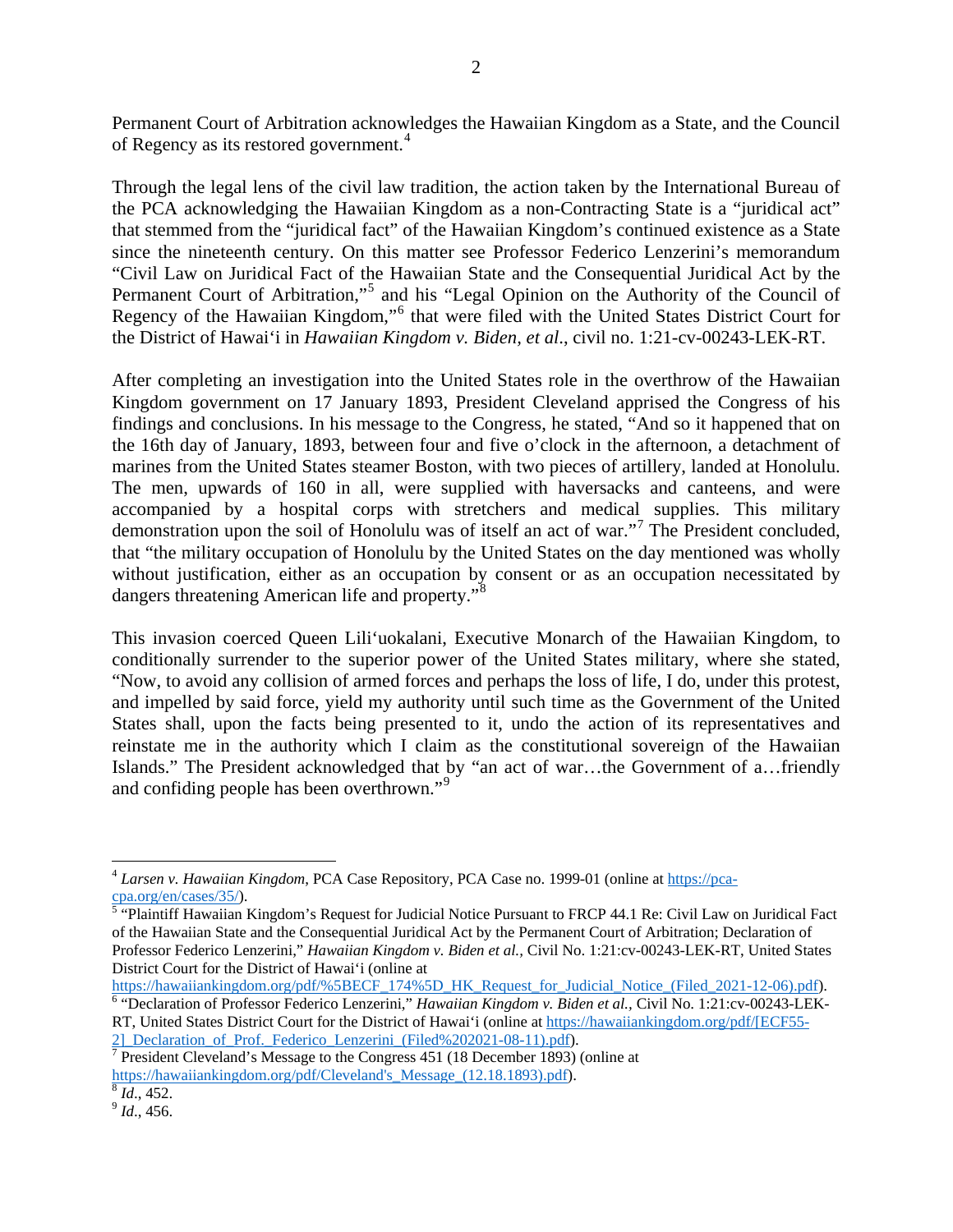Permanent Court of Arbitration acknowledges the Hawaiian Kingdom as a State, and the Council of Regency as its restored government.[4]

Through the legal lens of the civil law tradition, the action taken by the International Bureau of the PCA acknowledging the Hawaiian Kingdom as a non-Contracting State is a "juridical act" that stemmed from the "juridical fact" of the Hawaiian Kingdom's continued existence as a State since the nineteenth century. On this matter see Professor Federico Lenzerini's memorandum "Civil Law on Juridical Fact of the Hawaiian State and the Consequential Juridical Act by the Permanent Court of Arbitration,"[5] and his "Legal Opinion on the Authority of the Council of Regency of the Hawaiian Kingdom,"[6] that were filed with the United States District Court for the District of Hawai'i in *Hawaiian Kingdom v. Biden, et al*., civil no. 1:21-cv-00243-LEK-RT.

After completing an investigation into the United States role in the overthrow of the Hawaiian Kingdom government on 17 January 1893, President Cleveland apprised the Congress of his findings and conclusions. In his message to the Congress, he stated, "And so it happened that on the 16th day of January, 1893, between four and five o'clock in the afternoon, a detachment of marines from the United States steamer Boston, with two pieces of artillery, landed at Honolulu. The men, upwards of 160 in all, were supplied with haversacks and canteens, and were accompanied by a hospital corps with stretchers and medical supplies. This military demonstration upon the soil of Honolulu was of itself an act of war."[7] The President concluded, that "the military occupation of Honolulu by the United States on the day mentioned was wholly without justification, either as an occupation by consent or as an occupation necessitated by dangers threatening American life and property."[8]

This invasion coerced Queen Lili'uokalani, Executive Monarch of the Hawaiian Kingdom, to conditionally surrender to the superior power of the United States military, where she stated, "Now, to avoid any collision of armed forces and perhaps the loss of life, I do, under this protest, and impelled by said force, yield my authority until such time as the Government of the United States shall, upon the facts being presented to it, undo the action of its representatives and reinstate me in the authority which I claim as the constitutional sovereign of the Hawaiian Islands." The President acknowledged that by "an act of war…the Government of a…friendly and confiding people has been overthrown."[9]

---

[4] *Larsen v. Hawaiian Kingdom*, PCA Case Repository, PCA Case no. 1999-01 (online at https://pca-cpa.org/en/cases/35/).

[5] "Plaintiff Hawaiian Kingdom's Request for Judicial Notice Pursuant to FRCP 44.1 Re: Civil Law on Juridical Fact of the Hawaiian State and the Consequential Juridical Act by the Permanent Court of Arbitration; Declaration of Professor Federico Lenzerini," *Hawaiian Kingdom v. Biden et al.,* Civil No. 1:21:cv-00243-LEK-RT, United States District Court for the District of Hawai'i (online at https://hawaiiankingdom.org/pdf/%5BECF_174%5D_HK_Request_for_Judicial_Notice_(Filed_2021-12-06).pdf).

[6] "Declaration of Professor Federico Lenzerini," *Hawaiian Kingdom v. Biden et al.,* Civil No. 1:21:cv-00243-LEK-RT, United States District Court for the District of Hawai'i (online at https://hawaiiankingdom.org/pdf/[ECF55-2]_Declaration_of_Prof._Federico_Lenzerini_(Filed%202021-08-11).pdf).

[7] President Cleveland's Message to the Congress 451 (18 December 1893) (online at https://hawaiiankingdom.org/pdf/Cleveland's_Message_(12.18.1893).pdf).

[8] *Id*., 452.

[9] *Id*., 456.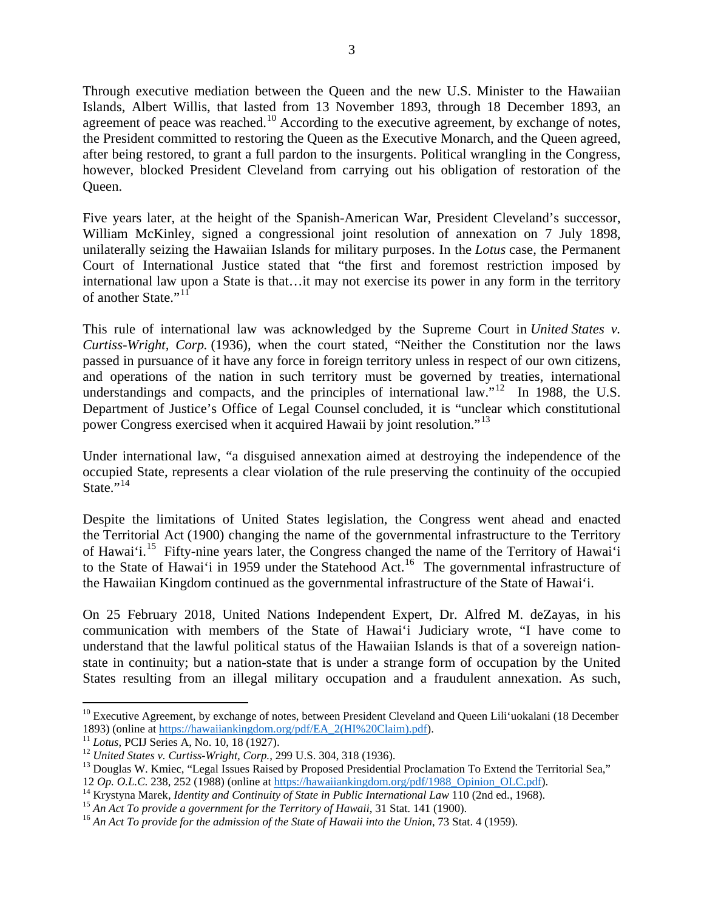Through executive mediation between the Queen and the new U.S. Minister to the Hawaiian Islands, Albert Willis, that lasted from 13 November 1893, through 18 December 1893, an agreement of peace was reached.[10] According to the executive agreement, by exchange of notes, the President committed to restoring the Queen as the Executive Monarch, and the Queen agreed, after being restored, to grant a full pardon to the insurgents. Political wrangling in the Congress, however, blocked President Cleveland from carrying out his obligation of restoration of the Queen.

Five years later, at the height of the Spanish-American War, President Cleveland's successor, William McKinley, signed a congressional joint resolution of annexation on 7 July 1898, unilaterally seizing the Hawaiian Islands for military purposes. In the *Lotus* case, the Permanent Court of International Justice stated that "the first and foremost restriction imposed by international law upon a State is that…it may not exercise its power in any form in the territory of another State."[11]

This rule of international law was acknowledged by the Supreme Court in *United States v. Curtiss-Wright, Corp.* (1936), when the court stated, "Neither the Constitution nor the laws passed in pursuance of it have any force in foreign territory unless in respect of our own citizens, and operations of the nation in such territory must be governed by treaties, international understandings and compacts, and the principles of international law."[12] In 1988, the U.S. Department of Justice's Office of Legal Counsel concluded, it is "unclear which constitutional power Congress exercised when it acquired Hawaii by joint resolution."[13]

Under international law, "a disguised annexation aimed at destroying the independence of the occupied State, represents a clear violation of the rule preserving the continuity of the occupied State."[14]

Despite the limitations of United States legislation, the Congress went ahead and enacted the Territorial Act (1900) changing the name of the governmental infrastructure to the Territory of Hawai'i.[15] Fifty-nine years later, the Congress changed the name of the Territory of Hawai'i to the State of Hawai'i in 1959 under the Statehood Act.[16] The governmental infrastructure of the Hawaiian Kingdom continued as the governmental infrastructure of the State of Hawai'i.

On 25 February 2018, United Nations Independent Expert, Dr. Alfred M. deZayas, in his communication with members of the State of Hawai'i Judiciary wrote, "I have come to understand that the lawful political status of the Hawaiian Islands is that of a sovereign nation-state in continuity; but a nation-state that is under a strange form of occupation by the United States resulting from an illegal military occupation and a fraudulent annexation. As such,

---

[10] Executive Agreement, by exchange of notes, between President Cleveland and Queen Lili'uokalani (18 December 1893) (online at https://hawaiiankingdom.org/pdf/EA_2(HI%20Claim).pdf).

[11] *Lotus*, PCIJ Series A, No. 10, 18 (1927).

[12] *United States v. Curtiss-Wright, Corp.*, 299 U.S. 304, 318 (1936).

[13] Douglas W. Kmiec, "Legal Issues Raised by Proposed Presidential Proclamation To Extend the Territorial Sea," 12 *Op. O.L.C.* 238, 252 (1988) (online at https://hawaiiankingdom.org/pdf/1988_Opinion_OLC.pdf).

[14] Krystyna Marek, *Identity and Continuity of State in Public International Law* 110 (2nd ed., 1968).

[15] *An Act To provide a government for the Territory of Hawaii*, 31 Stat. 141 (1900).

[16] *An Act To provide for the admission of the State of Hawaii into the Union*, 73 Stat. 4 (1959).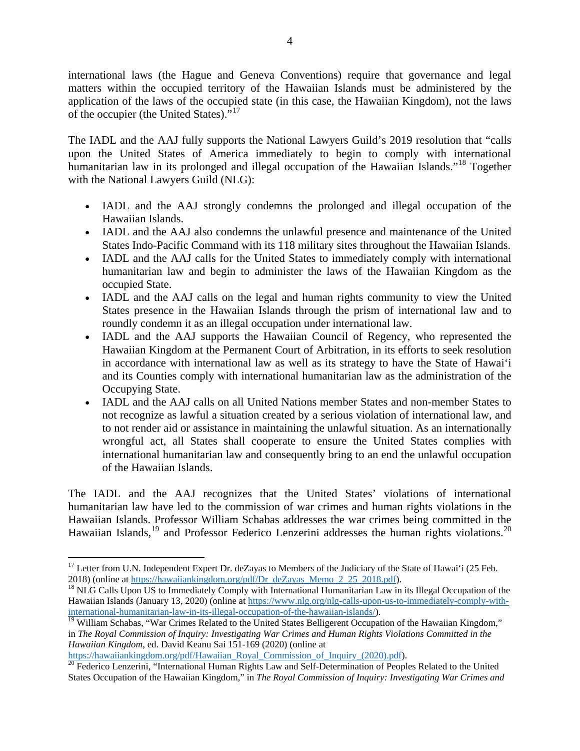international laws (the Hague and Geneva Conventions) require that governance and legal matters within the occupied territory of the Hawaiian Islands must be administered by the application of the laws of the occupied state (in this case, the Hawaiian Kingdom), not the laws of the occupier (the United States)."[17]

The IADL and the AAJ fully supports the National Lawyers Guild's 2019 resolution that "calls upon the United States of America immediately to begin to comply with international humanitarian law in its prolonged and illegal occupation of the Hawaiian Islands."[18] Together with the National Lawyers Guild (NLG):

- IADL and the AAJ strongly condemns the prolonged and illegal occupation of the Hawaiian Islands.
- IADL and the AAJ also condemns the unlawful presence and maintenance of the United States Indo-Pacific Command with its 118 military sites throughout the Hawaiian Islands.
- IADL and the AAJ calls for the United States to immediately comply with international humanitarian law and begin to administer the laws of the Hawaiian Kingdom as the occupied State.
- IADL and the AAJ calls on the legal and human rights community to view the United States presence in the Hawaiian Islands through the prism of international law and to roundly condemn it as an illegal occupation under international law.
- IADL and the AAJ supports the Hawaiian Council of Regency, who represented the Hawaiian Kingdom at the Permanent Court of Arbitration, in its efforts to seek resolution in accordance with international law as well as its strategy to have the State of Hawai'i and its Counties comply with international humanitarian law as the administration of the Occupying State.
- IADL and the AAJ calls on all United Nations member States and non-member States to not recognize as lawful a situation created by a serious violation of international law, and to not render aid or assistance in maintaining the unlawful situation. As an internationally wrongful act, all States shall cooperate to ensure the United States complies with international humanitarian law and consequently bring to an end the unlawful occupation of the Hawaiian Islands.

The IADL and the AAJ recognizes that the United States' violations of international humanitarian law have led to the commission of war crimes and human rights violations in the Hawaiian Islands. Professor William Schabas addresses the war crimes being committed in the Hawaiian Islands,[19] and Professor Federico Lenzerini addresses the human rights violations.[20]

---

[17] Letter from U.N. Independent Expert Dr. deZayas to Members of the Judiciary of the State of Hawai'i (25 Feb. 2018) (online at https://hawaiiankingdom.org/pdf/Dr_deZayas_Memo_2_25_2018.pdf).

[18] NLG Calls Upon US to Immediately Comply with International Humanitarian Law in its Illegal Occupation of the Hawaiian Islands (January 13, 2020) (online at https://www.nlg.org/nlg-calls-upon-us-to-immediately-comply-with-international-humanitarian-law-in-its-illegal-occupation-of-the-hawaiian-islands/).

[19] William Schabas, "War Crimes Related to the United States Belligerent Occupation of the Hawaiian Kingdom," in *The Royal Commission of Inquiry: Investigating War Crimes and Human Rights Violations Committed in the Hawaiian Kingdom*, ed. David Keanu Sai 151-169 (2020) (online at https://hawaiiankingdom.org/pdf/Hawaiian_Royal_Commission_of_Inquiry_(2020).pdf).

[20] Federico Lenzerini, "International Human Rights Law and Self-Determination of Peoples Related to the United States Occupation of the Hawaiian Kingdom," in *The Royal Commission of Inquiry: Investigating War Crimes and*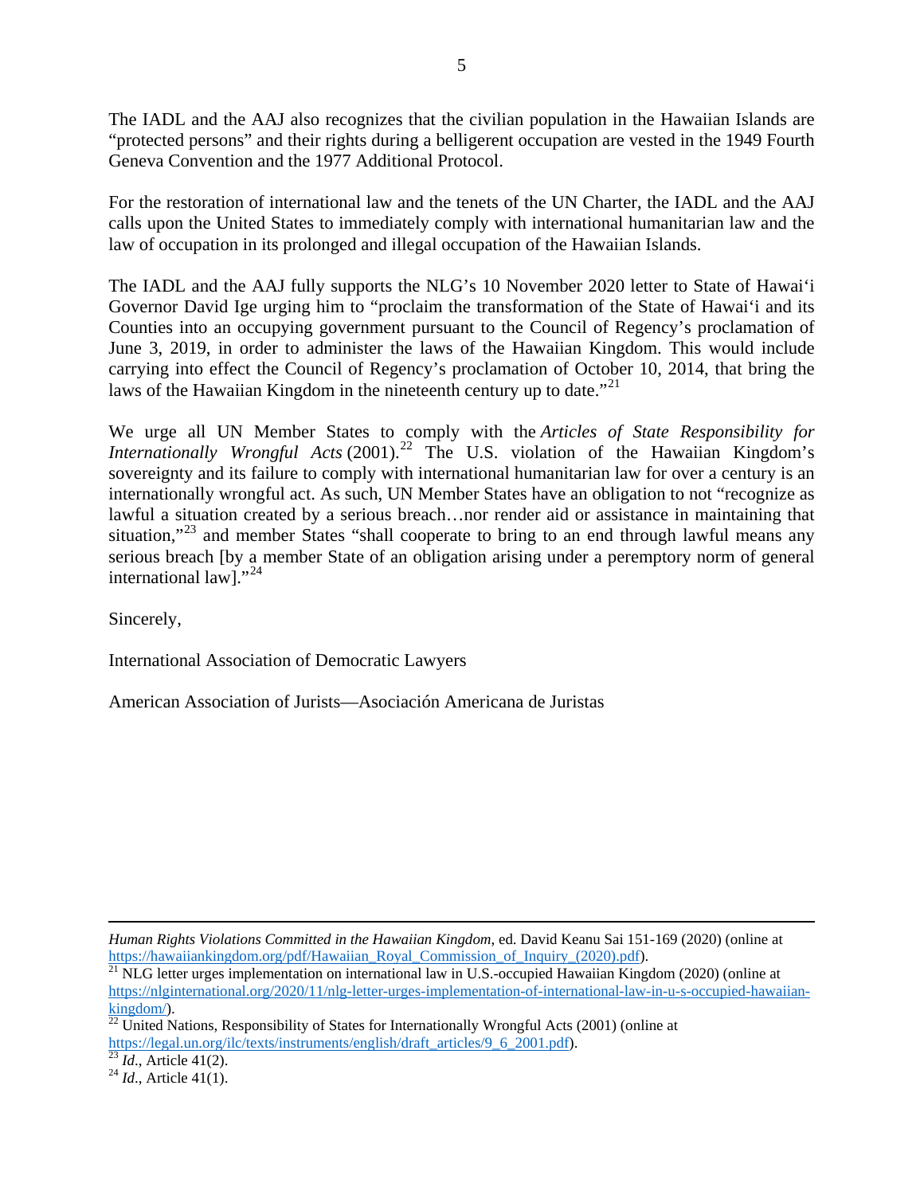The IADL and the AAJ also recognizes that the civilian population in the Hawaiian Islands are "protected persons" and their rights during a belligerent occupation are vested in the 1949 Fourth Geneva Convention and the 1977 Additional Protocol.

For the restoration of international law and the tenets of the UN Charter, the IADL and the AAJ calls upon the United States to immediately comply with international humanitarian law and the law of occupation in its prolonged and illegal occupation of the Hawaiian Islands.

The IADL and the AAJ fully supports the NLG's 10 November 2020 letter to State of Hawai'i Governor David Ige urging him to "proclaim the transformation of the State of Hawai'i and its Counties into an occupying government pursuant to the Council of Regency's proclamation of June 3, 2019, in order to administer the laws of the Hawaiian Kingdom. This would include carrying into effect the Council of Regency's proclamation of October 10, 2014, that bring the laws of the Hawaiian Kingdom in the nineteenth century up to date."[21]

We urge all UN Member States to comply with the *Articles of State Responsibility for Internationally Wrongful Acts* (2001).[22] The U.S. violation of the Hawaiian Kingdom's sovereignty and its failure to comply with international humanitarian law for over a century is an internationally wrongful act. As such, UN Member States have an obligation to not "recognize as lawful a situation created by a serious breach…nor render aid or assistance in maintaining that situation,"[23] and member States "shall cooperate to bring to an end through lawful means any serious breach [by a member State of an obligation arising under a peremptory norm of general international law]."[24]

Sincerely,

International Association of Democratic Lawyers

American Association of Jurists—Asociación Americana de Juristas

---

*Human Rights Violations Committed in the Hawaiian Kingdom*, ed. David Keanu Sai 151-169 (2020) (online at https://hawaiiankingdom.org/pdf/Hawaiian_Royal_Commission_of_Inquiry_(2020).pdf).

[21] NLG letter urges implementation on international law in U.S.-occupied Hawaiian Kingdom (2020) (online at https://nlginternational.org/2020/11/nlg-letter-urges-implementation-of-international-law-in-u-s-occupied-hawaiian-kingdom/).

[22] United Nations, Responsibility of States for Internationally Wrongful Acts (2001) (online at https://legal.un.org/ilc/texts/instruments/english/draft_articles/9_6_2001.pdf).

[23] *Id*., Article 41(2).

[24] *Id*., Article 41(1).